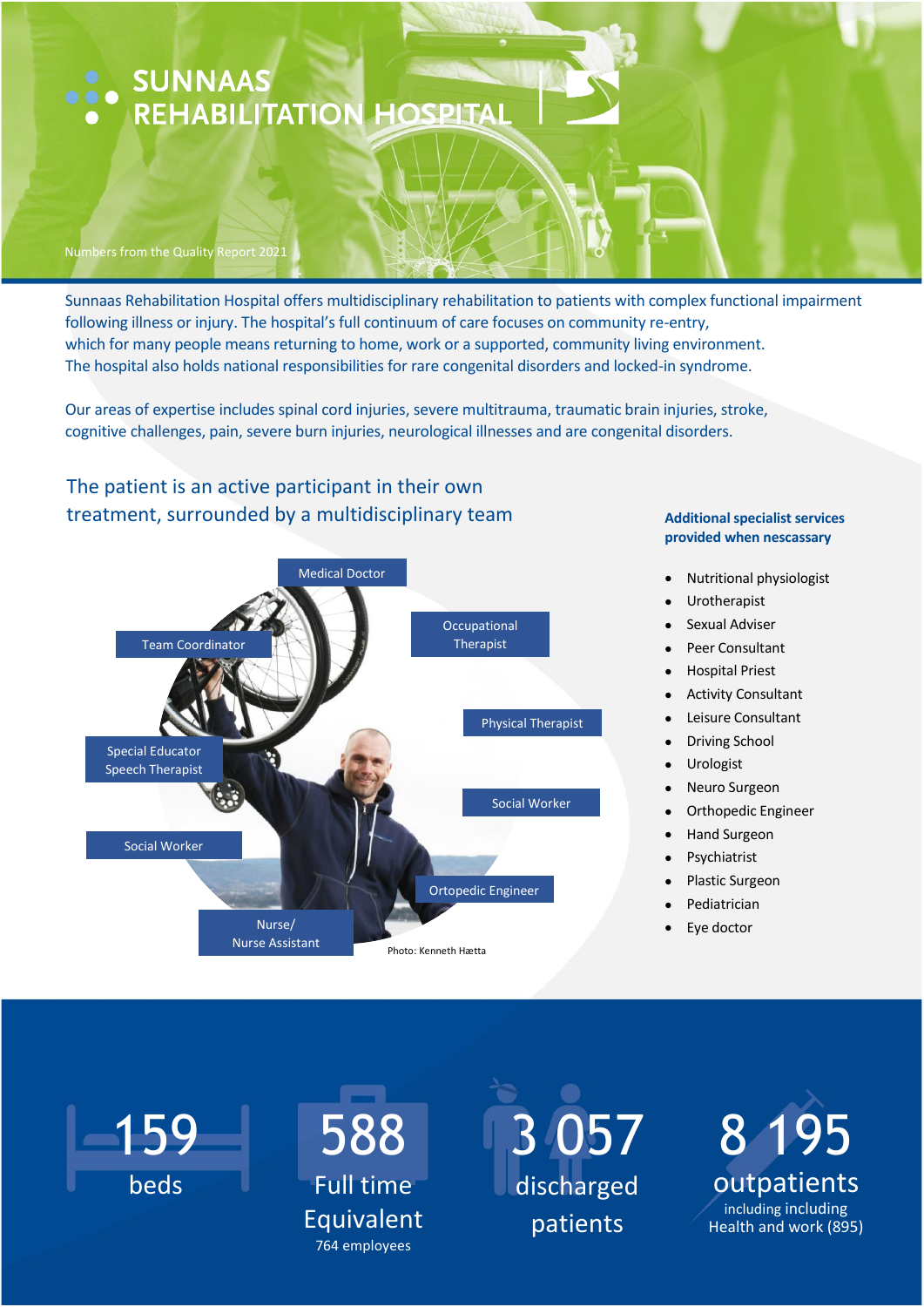# SUNNAAS REHABILITATION HOSPITAL

Numbers from the Quality Report 2021

Sunnaas Rehabilitation Hospital offers multidisciplinary rehabilitation to patients with complex functional impairment following illness or injury. The hospital's full continuum of care focuses on community re-entry, which for many people means returning to home, work or a supported, community living environment. The hospital also holds national responsibilities for rare congenital disorders and locked-in syndrome.

Our areas of expertise includes spinal cord injuries, severe multitrauma, traumatic brain injuries, stroke, cognitive challenges, pain, severe burn injuries, neurological illnesses and are congenital disorders.

## The patient is an active participant in their own treatment, surrounded by a multidisciplinary team

- Medical Doctor
- Occupational Therapist
- Physical Therapist
- Social Worker
- Ortopedic Engineer
- Nurse/ Nurse Assistant
- Social Worker
- Special Educator Speech Therapist
- Team Coordinator

Photo: Kenneth Hætta

### Additional specialist services provided when nescassary

- Nutritional physiologist
- Urotherapist
- Sexual Adviser
- Peer Consultant
- Hospital Priest
- Activity Consultant
- Leisure Consultant
- Driving School
- Urologist
- Neuro Surgeon
- Orthopedic Engineer
- Hand Surgeon
- Psychiatrist
- Plastic Surgeon
- Pediatrician
- Eye doctor

**159** beds

**588** Full time Equivalent
764 employees

**3 057** discharged patients

**8 195** outpatients
including including Health and work (895)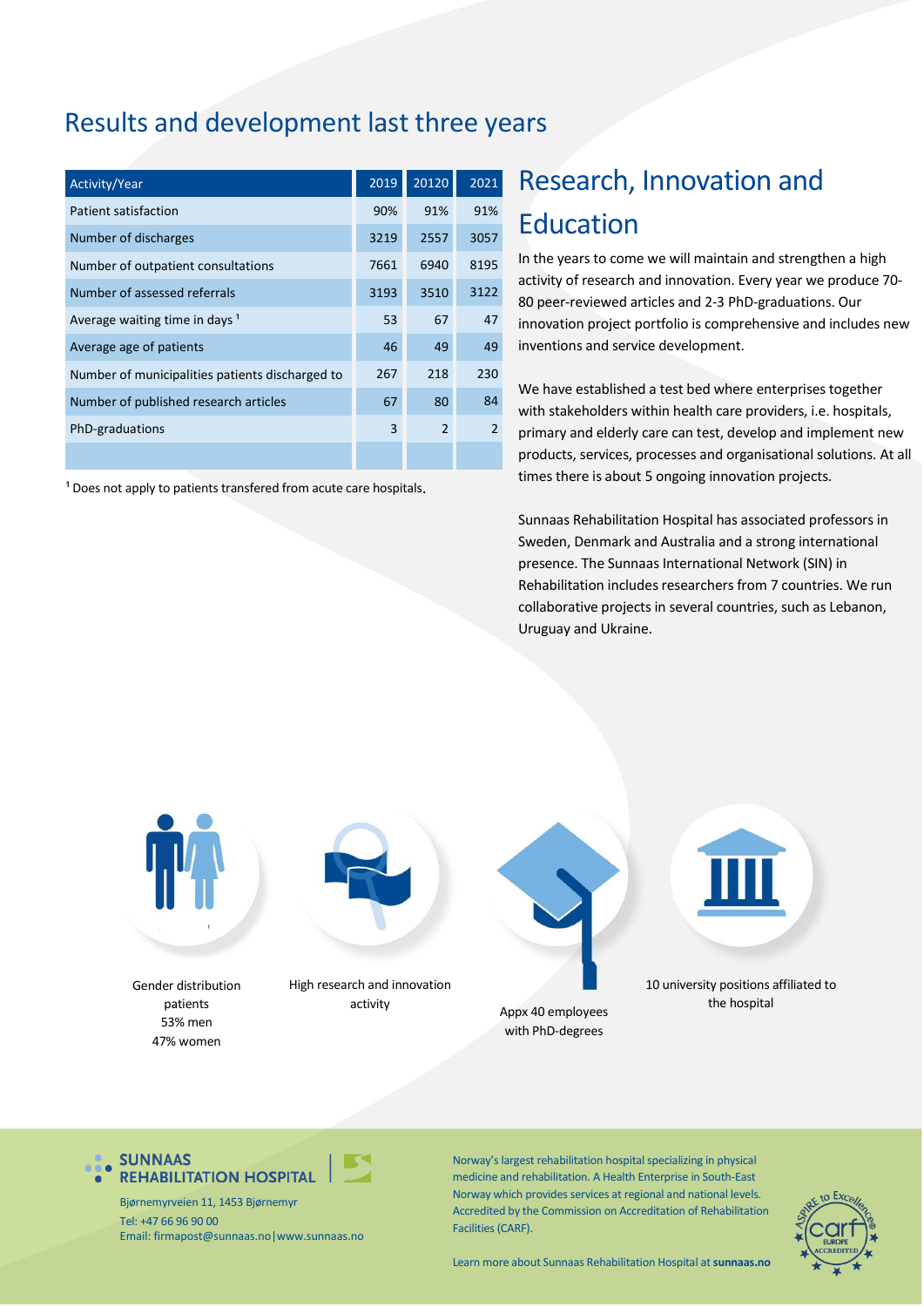## Results and development last three years

| Activity/Year | 2019 | 20120 | 2021 |
|---|---|---|---|
| Patient satisfaction | 90% | 91% | 91% |
| Number of discharges | 3219 | 2557 | 3057 |
| Number of outpatient consultations | 7661 | 6940 | 8195 |
| Number of assessed referrals | 3193 | 3510 | 3122 |
| Average waiting time in days [1] | 53 | 67 | 47 |
| Average age of patients | 46 | 49 | 49 |
| Number of municipalities patients discharged to | 267 | 218 | 230 |
| Number of published research articles | 67 | 80 | 84 |
| PhD-graduations | 3 | 2 | 2 |
| | | | |

[1] Does not apply to patients transfered from acute care hospitals.

## Research, Innovation and Education

In the years to come we will maintain and strengthen a high activity of research and innovation. Every year we produce 70-80 peer-reviewed articles and 2-3 PhD-graduations. Our innovation project portfolio is comprehensive and includes new inventions and service development.

We have established a test bed where enterprises together with stakeholders within health care providers, i.e. hospitals, primary and elderly care can test, develop and implement new products, services, processes and organisational solutions. At all times there is about 5 ongoing innovation projects.

Sunnaas Rehabilitation Hospital has associated professors in Sweden, Denmark and Australia and a strong international presence. The Sunnaas International Network (SIN) in Rehabilitation includes researchers from 7 countries. We run collaborative projects in several countries, such as Lebanon, Uruguay and Ukraine.

Gender distribution patients
53% men
47% women

High research and innovation activity

Appx 40 employees with PhD-degrees

10 university positions affiliated to the hospital

**SUNNAAS REHABILITATION HOSPITAL**

Bjørnemyrveien 11, 1453 Bjørnemyr
Tel: +47 66 96 90 00
Email: firmapost@sunnaas.no | www.sunnaas.no

Norway's largest rehabilitation hospital specializing in physical medicine and rehabilitation. A Health Enterprise in South-East Norway which provides services at regional and national levels. Accredited by the Commission on Accreditation of Rehabilitation Facilities (CARF).

Learn more about Sunnaas Rehabilitation Hospital at **sunnaas.no**